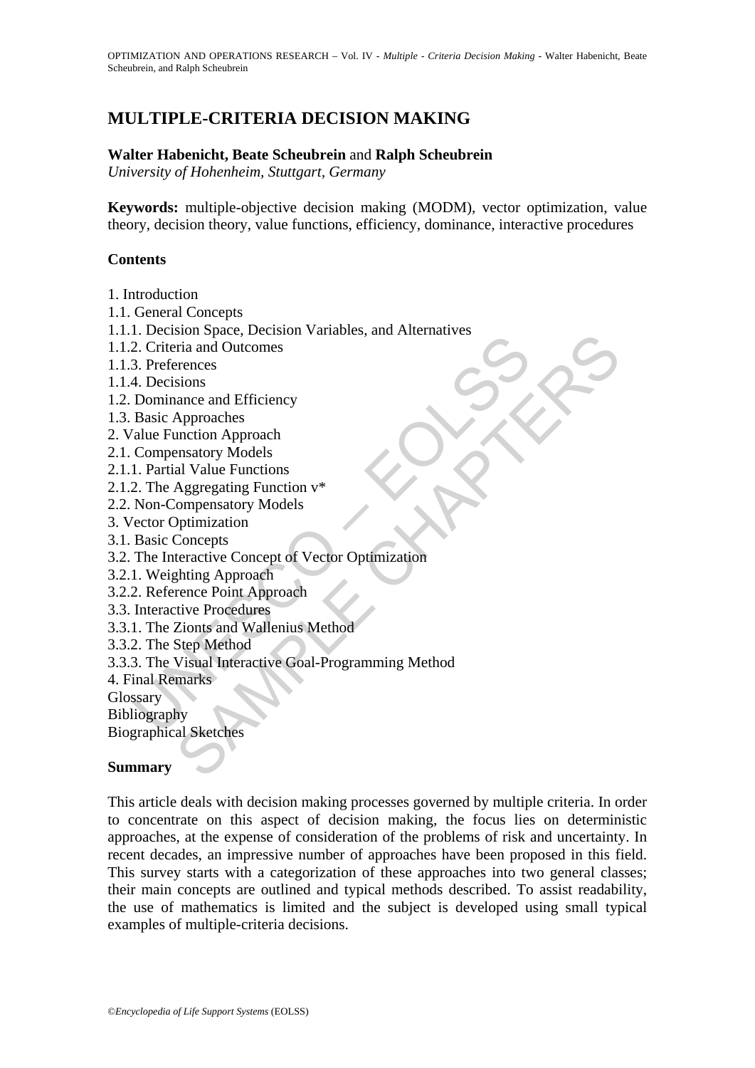# MULTIPLE-CRITERIA DECISION MAKING

**Walter Habenicht, Beate Scheubrein** and **Ralph Scheubrein**

*University of Hohenheim, Stuttgart, Germany*

**Keywords:** multiple-objective decision making (MODM), vector optimization, value theory, decision theory, value functions, efficiency, dominance, interactive procedures

## Contents

1. Introduction
1.1. General Concepts
1.1.1. Decision Space, Decision Variables, and Alternatives
1.1.2. Criteria and Outcomes
1.1.3. Preferences
1.1.4. Decisions
1.2. Dominance and Efficiency
1.3. Basic Approaches
2. Value Function Approach
2.1. Compensatory Models
2.1.1. Partial Value Functions
2.1.2. The Aggregating Function v*
2.2. Non-Compensatory Models
3. Vector Optimization
3.1. Basic Concepts
3.2. The Interactive Concept of Vector Optimization
3.2.1. Weighting Approach
3.2.2. Reference Point Approach
3.3. Interactive Procedures
3.3.1. The Zionts and Wallenius Method
3.3.2. The Step Method
3.3.3. The Visual Interactive Goal-Programming Method
4. Final Remarks
Glossary
Bibliography
Biographical Sketches

## Summary

This article deals with decision making processes governed by multiple criteria. In order to concentrate on this aspect of decision making, the focus lies on deterministic approaches, at the expense of consideration of the problems of risk and uncertainty. In recent decades, an impressive number of approaches have been proposed in this field. This survey starts with a categorization of these approaches into two general classes; their main concepts are outlined and typical methods described. To assist readability, the use of mathematics is limited and the subject is developed using small typical examples of multiple-criteria decisions.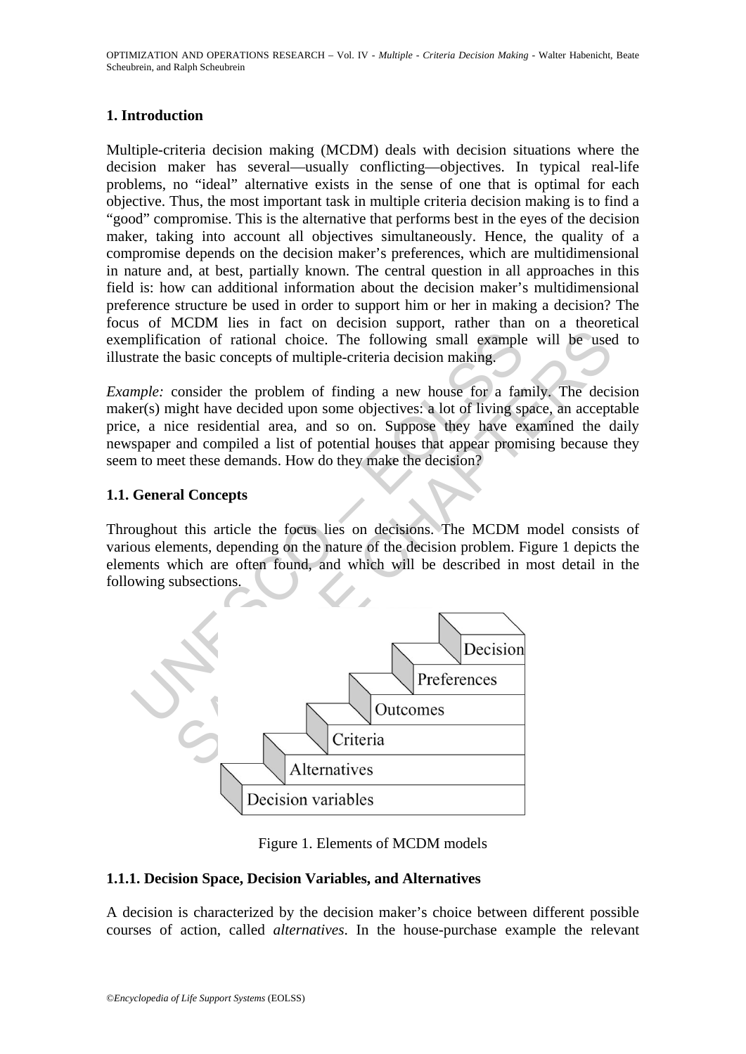## 1. Introduction

Multiple-criteria decision making (MCDM) deals with decision situations where the decision maker has several—usually conflicting—objectives. In typical real-life problems, no "ideal" alternative exists in the sense of one that is optimal for each objective. Thus, the most important task in multiple criteria decision making is to find a "good" compromise. This is the alternative that performs best in the eyes of the decision maker, taking into account all objectives simultaneously. Hence, the quality of a compromise depends on the decision maker's preferences, which are multidimensional in nature and, at best, partially known. The central question in all approaches in this field is: how can additional information about the decision maker's multidimensional preference structure be used in order to support him or her in making a decision? The focus of MCDM lies in fact on decision support, rather than on a theoretical exemplification of rational choice. The following small example will be used to illustrate the basic concepts of multiple-criteria decision making.

*Example:* consider the problem of finding a new house for a family. The decision maker(s) might have decided upon some objectives: a lot of living space, an acceptable price, a nice residential area, and so on. Suppose they have examined the daily newspaper and compiled a list of potential houses that appear promising because they seem to meet these demands. How do they make the decision?

### 1.1. General Concepts

Throughout this article the focus lies on decisions. The MCDM model consists of various elements, depending on the nature of the decision problem. Figure 1 depicts the elements which are often found, and which will be described in most detail in the following subsections.

Decision
Preferences
Outcomes
Criteria
Alternatives
Decision variables

Figure 1. Elements of MCDM models

#### 1.1.1. Decision Space, Decision Variables, and Alternatives

A decision is characterized by the decision maker's choice between different possible courses of action, called *alternatives*. In the house-purchase example the relevant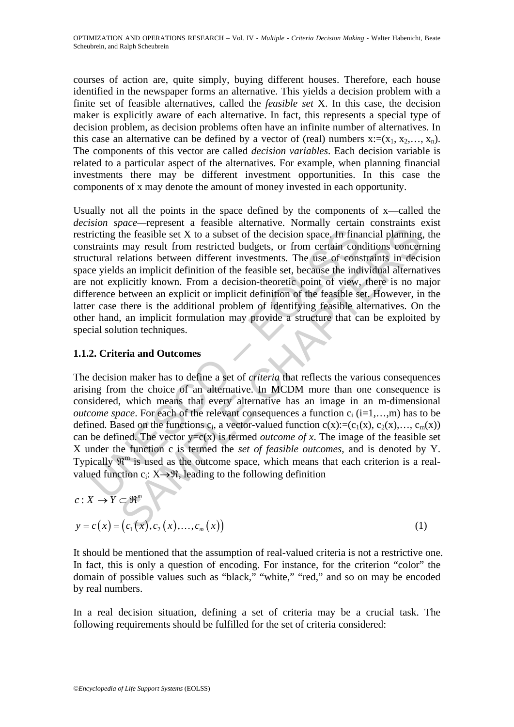courses of action are, quite simply, buying different houses. Therefore, each house identified in the newspaper forms an alternative. This yields a decision problem with a finite set of feasible alternatives, called the *feasible set* X. In this case, the decision maker is explicitly aware of each alternative. In fact, this represents a special type of decision problem, as decision problems often have an infinite number of alternatives. In this case an alternative can be defined by a vector of (real) numbers $x:=(x_1, x_2,\ldots, x_n)$. The components of this vector are called *decision variables*. Each decision variable is related to a particular aspect of the alternatives. For example, when planning financial investments there may be different investment opportunities. In this case the components of x may denote the amount of money invested in each opportunity.

Usually not all the points in the space defined by the components of x—called the *decision space*—represent a feasible alternative. Normally certain constraints exist restricting the feasible set X to a subset of the decision space. In financial planning, the constraints may result from restricted budgets, or from certain conditions concerning structural relations between different investments. The use of constraints in decision space yields an implicit definition of the feasible set, because the individual alternatives are not explicitly known. From a decision-theoretic point of view, there is no major difference between an explicit or implicit definition of the feasible set. However, in the latter case there is the additional problem of identifying feasible alternatives. On the other hand, an implicit formulation may provide a structure that can be exploited by special solution techniques.

### 1.1.2. Criteria and Outcomes

The decision maker has to define a set of *criteria* that reflects the various consequences arising from the choice of an alternative. In MCDM more than one consequence is considered, which means that every alternative has an image in an m-dimensional *outcome space*. For each of the relevant consequences a function $c_i$ (i=1,…,m) has to be defined. Based on the functions $c_i$, a vector-valued function $c(x):=(c_1(x), c_2(x),\ldots, c_m(x))$ can be defined. The vector $y=c(x)$ is termed *outcome of x*. The image of the feasible set X under the function c is termed the *set of feasible outcomes*, and is denoted by Y. Typically $\Re^m$ is used as the outcome space, which means that each criterion is a real-valued function $c_i: X\rightarrow\Re$, leading to the following definition

$$c : X \rightarrow Y \subset \Re^m$$

$$y = c(x) = (c_1(x), c_2(x), \ldots, c_m(x)) \tag{1}$$

It should be mentioned that the assumption of real-valued criteria is not a restrictive one. In fact, this is only a question of encoding. For instance, for the criterion "color" the domain of possible values such as "black," "white," "red," and so on may be encoded by real numbers.

In a real decision situation, defining a set of criteria may be a crucial task. The following requirements should be fulfilled for the set of criteria considered: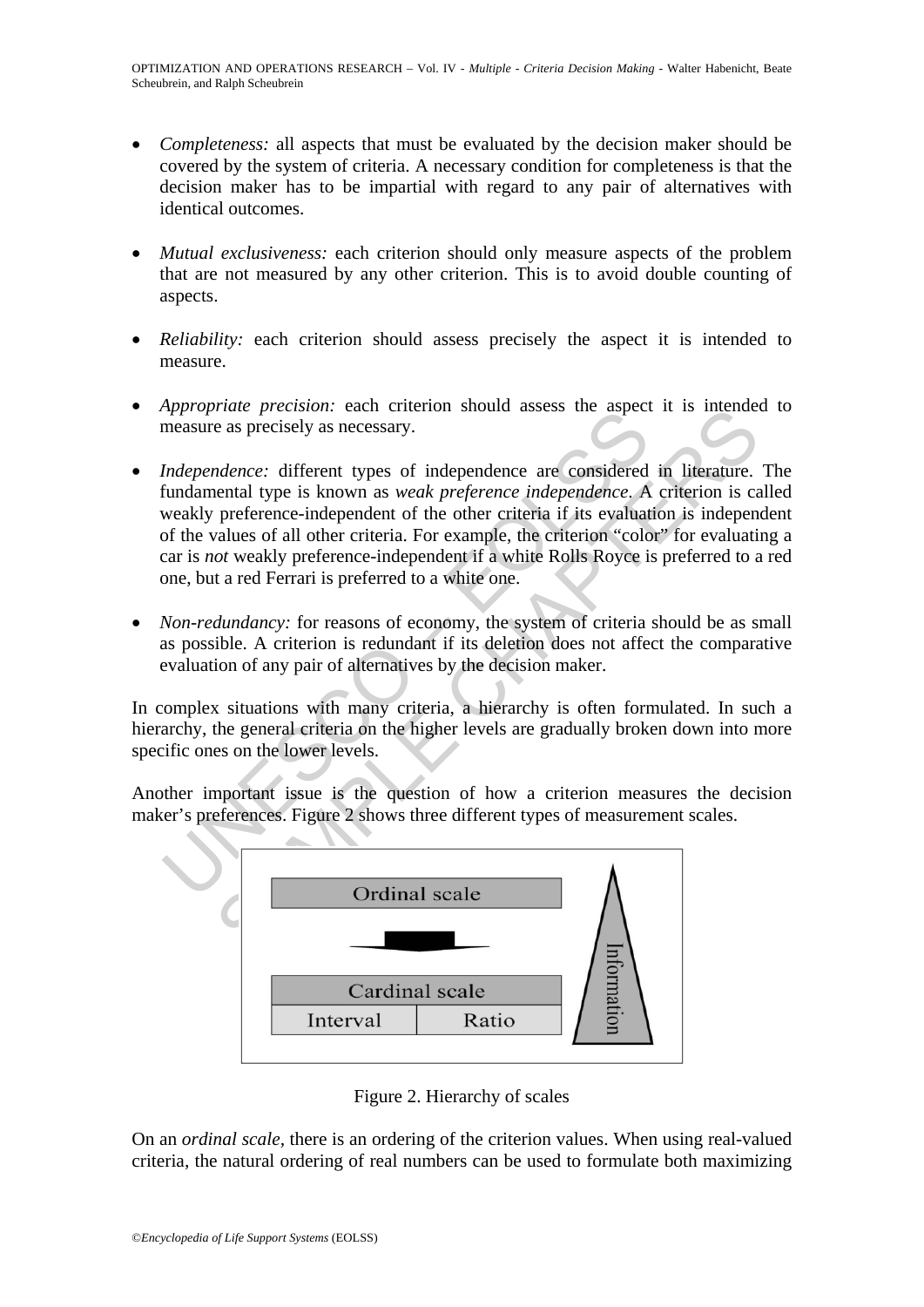- *Completeness:* all aspects that must be evaluated by the decision maker should be covered by the system of criteria. A necessary condition for completeness is that the decision maker has to be impartial with regard to any pair of alternatives with identical outcomes.

- *Mutual exclusiveness:* each criterion should only measure aspects of the problem that are not measured by any other criterion. This is to avoid double counting of aspects.

- *Reliability:* each criterion should assess precisely the aspect it is intended to measure.

- *Appropriate precision:* each criterion should assess the aspect it is intended to measure as precisely as necessary.

- *Independence:* different types of independence are considered in literature. The fundamental type is known as *weak preference independence*. A criterion is called weakly preference-independent of the other criteria if its evaluation is independent of the values of all other criteria. For example, the criterion "color" for evaluating a car is *not* weakly preference-independent if a white Rolls Royce is preferred to a red one, but a red Ferrari is preferred to a white one.

- *Non-redundancy:* for reasons of economy, the system of criteria should be as small as possible. A criterion is redundant if its deletion does not affect the comparative evaluation of any pair of alternatives by the decision maker.

In complex situations with many criteria, a hierarchy is often formulated. In such a hierarchy, the general criteria on the higher levels are gradually broken down into more specific ones on the lower levels.

Another important issue is the question of how a criterion measures the decision maker's preferences. Figure 2 shows three different types of measurement scales.

| Ordinal scale | |
|---|---|
| Cardinal scale | |
| Interval | Ratio |

Information

Figure 2. Hierarchy of scales

On an *ordinal scale*, there is an ordering of the criterion values. When using real-valued criteria, the natural ordering of real numbers can be used to formulate both maximizing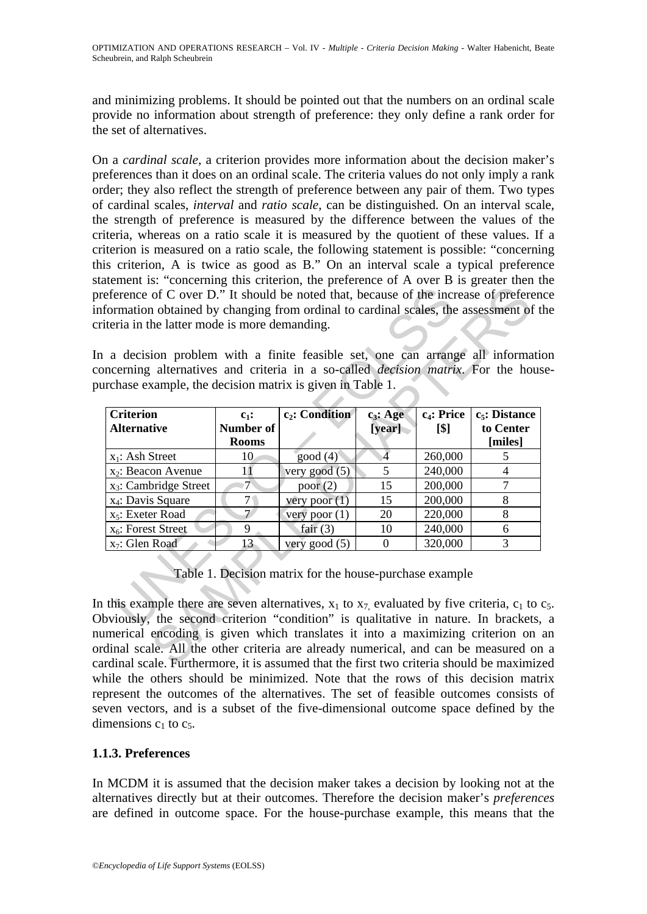and minimizing problems. It should be pointed out that the numbers on an ordinal scale provide no information about strength of preference: they only define a rank order for the set of alternatives.

On a *cardinal scale*, a criterion provides more information about the decision maker's preferences than it does on an ordinal scale. The criteria values do not only imply a rank order; they also reflect the strength of preference between any pair of them. Two types of cardinal scales, *interval* and *ratio scale*, can be distinguished. On an interval scale, the strength of preference is measured by the difference between the values of the criteria, whereas on a ratio scale it is measured by the quotient of these values. If a criterion is measured on a ratio scale, the following statement is possible: "concerning this criterion, A is twice as good as B." On an interval scale a typical preference statement is: "concerning this criterion, the preference of A over B is greater then the preference of C over D." It should be noted that, because of the increase of preference information obtained by changing from ordinal to cardinal scales, the assessment of the criteria in the latter mode is more demanding.

In a decision problem with a finite feasible set, one can arrange all information concerning alternatives and criteria in a so-called *decision matrix*. For the house-purchase example, the decision matrix is given in Table 1.

| **Criterion Alternative** | **$c_1$: Number of Rooms** | **$c_2$: Condition** | **$c_3$: Age [year]** | **$c_4$: Price [$]** | **$c_5$: Distance to Center [miles]** |
|---|---|---|---|---|---|
| $x_1$: Ash Street | 10 | good (4) | 4 | 260,000 | 5 |
| $x_2$: Beacon Avenue | 11 | very good (5) | 5 | 240,000 | 4 |
| $x_3$: Cambridge Street | 7 | poor (2) | 15 | 200,000 | 7 |
| $x_4$: Davis Square | 7 | very poor (1) | 15 | 200,000 | 8 |
| $x_5$: Exeter Road | 7 | very poor (1) | 20 | 220,000 | 8 |
| $x_6$: Forest Street | 9 | fair (3) | 10 | 240,000 | 6 |
| $x_7$: Glen Road | 13 | very good (5) | 0 | 320,000 | 3 |

Table 1. Decision matrix for the house-purchase example

In this example there are seven alternatives, $x_1$ to $x_7$, evaluated by five criteria, $c_1$ to $c_5$. Obviously, the second criterion "condition" is qualitative in nature. In brackets, a numerical encoding is given which translates it into a maximizing criterion on an ordinal scale. All the other criteria are already numerical, and can be measured on a cardinal scale. Furthermore, it is assumed that the first two criteria should be maximized while the others should be minimized. Note that the rows of this decision matrix represent the outcomes of the alternatives. The set of feasible outcomes consists of seven vectors, and is a subset of the five-dimensional outcome space defined by the dimensions $c_1$ to $c_5$.

### 1.1.3. Preferences

In MCDM it is assumed that the decision maker takes a decision by looking not at the alternatives directly but at their outcomes. Therefore the decision maker's *preferences* are defined in outcome space. For the house-purchase example, this means that the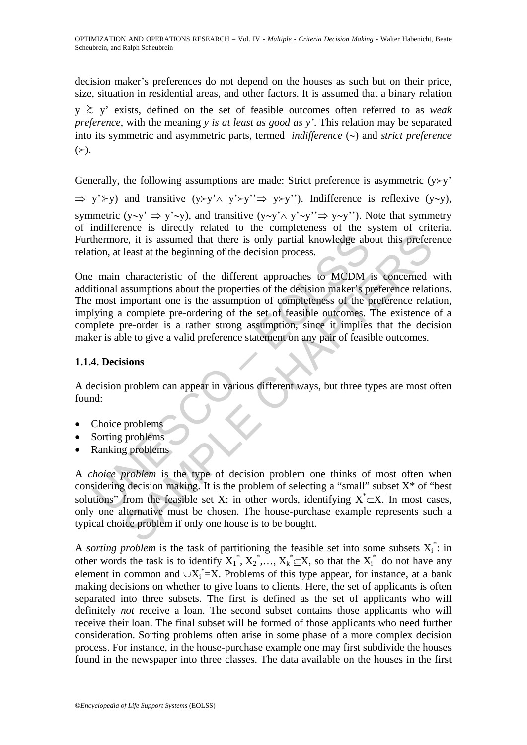decision maker's preferences do not depend on the houses as such but on their price, size, situation in residential areas, and other factors. It is assumed that a binary relation $y \succsim y'$ exists, defined on the set of feasible outcomes often referred to as *weak preference*, with the meaning *y is at least as good as y'*. This relation may be separated into its symmetric and asymmetric parts, termed *indifference* ($\sim$) and *strict preference* ($\succ$).

Generally, the following assumptions are made: Strict preference is asymmetric ($y \succ y' \Rightarrow y' \not\succ y$) and transitive ($y \succ y' \wedge y' \succ y'' \Rightarrow y \succ y''$). Indifference is reflexive ($y \sim y$), symmetric ($y \sim y' \Rightarrow y' \sim y$), and transitive ($y \sim y' \wedge y' \sim y'' \Rightarrow y \sim y''$). Note that symmetry of indifference is directly related to the completeness of the system of criteria. Furthermore, it is assumed that there is only partial knowledge about this preference relation, at least at the beginning of the decision process.

One main characteristic of the different approaches to MCDM is concerned with additional assumptions about the properties of the decision maker's preference relations. The most important one is the assumption of completeness of the preference relation, implying a complete pre-ordering of the set of feasible outcomes. The existence of a complete pre-order is a rather strong assumption, since it implies that the decision maker is able to give a valid preference statement on any pair of feasible outcomes.

### 1.1.4. Decisions

A decision problem can appear in various different ways, but three types are most often found:

- Choice problems
- Sorting problems
- Ranking problems

A *choice problem* is the type of decision problem one thinks of most often when considering decision making. It is the problem of selecting a "small" subset $X^*$ of "best solutions" from the feasible set X: in other words, identifying $X^* \subset X$. In most cases, only one alternative must be chosen. The house-purchase example represents such a typical choice problem if only one house is to be bought.

A *sorting problem* is the task of partitioning the feasible set into some subsets $X_i^*$: in other words the task is to identify $X_1^*, X_2^*, \ldots, X_k^* \subseteq X$, so that the $X_i^*$ do not have any element in common and $\cup X_i^* = X$. Problems of this type appear, for instance, at a bank making decisions on whether to give loans to clients. Here, the set of applicants is often separated into three subsets. The first is defined as the set of applicants who will definitely *not* receive a loan. The second subset contains those applicants who will receive their loan. The final subset will be formed of those applicants who need further consideration. Sorting problems often arise in some phase of a more complex decision process. For instance, in the house-purchase example one may first subdivide the houses found in the newspaper into three classes. The data available on the houses in the first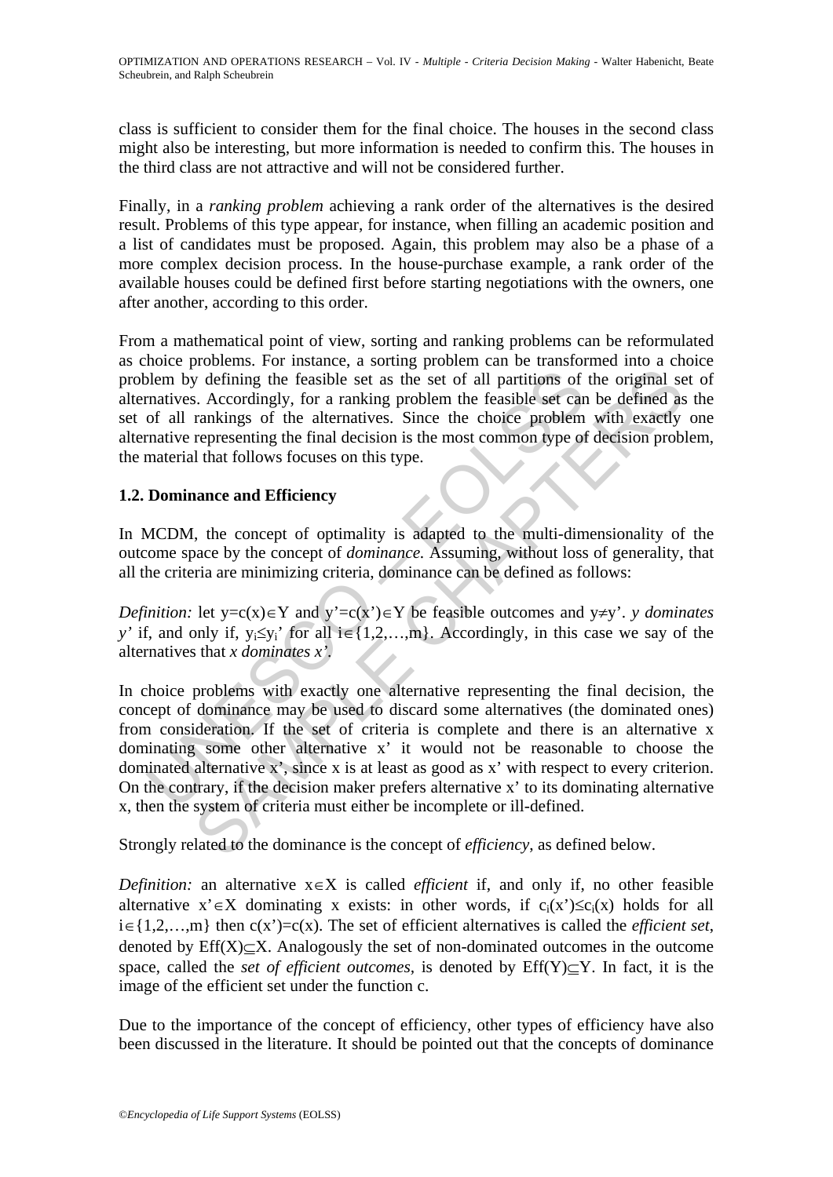class is sufficient to consider them for the final choice. The houses in the second class might also be interesting, but more information is needed to confirm this. The houses in the third class are not attractive and will not be considered further.

Finally, in a *ranking problem* achieving a rank order of the alternatives is the desired result. Problems of this type appear, for instance, when filling an academic position and a list of candidates must be proposed. Again, this problem may also be a phase of a more complex decision process. In the house-purchase example, a rank order of the available houses could be defined first before starting negotiations with the owners, one after another, according to this order.

From a mathematical point of view, sorting and ranking problems can be reformulated as choice problems. For instance, a sorting problem can be transformed into a choice problem by defining the feasible set as the set of all partitions of the original set of alternatives. Accordingly, for a ranking problem the feasible set can be defined as the set of all rankings of the alternatives. Since the choice problem with exactly one alternative representing the final decision is the most common type of decision problem, the material that follows focuses on this type.

## 1.2. Dominance and Efficiency

In MCDM, the concept of optimality is adapted to the multi-dimensionality of the outcome space by the concept of *dominance.* Assuming, without loss of generality, that all the criteria are minimizing criteria, dominance can be defined as follows:

*Definition:* let $y=c(x)\in Y$ and $y'=c(x')\in Y$ be feasible outcomes and $y\neq y'$. *y dominates y'* if, and only if, $y_i\leq y_i'$ for all $i\in\{1,2,\ldots,m\}$. Accordingly, in this case we say of the alternatives that *x dominates x'*.

In choice problems with exactly one alternative representing the final decision, the concept of dominance may be used to discard some alternatives (the dominated ones) from consideration. If the set of criteria is complete and there is an alternative x dominating some other alternative x' it would not be reasonable to choose the dominated alternative x', since x is at least as good as x' with respect to every criterion. On the contrary, if the decision maker prefers alternative x' to its dominating alternative x, then the system of criteria must either be incomplete or ill-defined.

Strongly related to the dominance is the concept of *efficiency*, as defined below.

*Definition:* an alternative $x\in X$ is called *efficient* if, and only if, no other feasible alternative $x'\in X$ dominating x exists: in other words, if $c_i(x')\leq c_i(x)$ holds for all $i\in\{1,2,\ldots,m\}$ then $c(x')=c(x)$. The set of efficient alternatives is called the *efficient set*, denoted by $\mathrm{Eff}(X)\subseteq X$. Analogously the set of non-dominated outcomes in the outcome space, called the *set of efficient outcomes*, is denoted by $\mathrm{Eff}(Y)\subseteq Y$. In fact, it is the image of the efficient set under the function c.

Due to the importance of the concept of efficiency, other types of efficiency have also been discussed in the literature. It should be pointed out that the concepts of dominance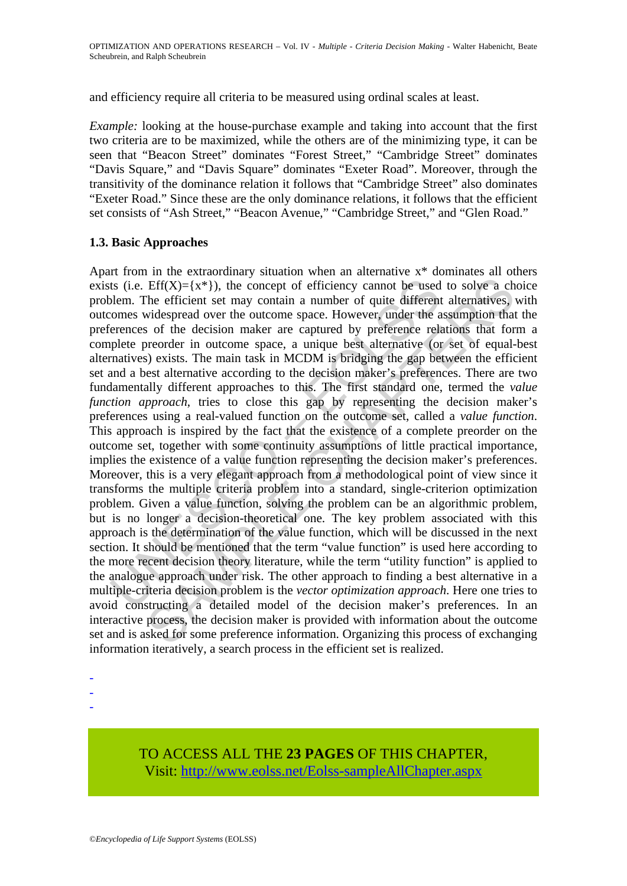and efficiency require all criteria to be measured using ordinal scales at least.

*Example:* looking at the house-purchase example and taking into account that the first two criteria are to be maximized, while the others are of the minimizing type, it can be seen that "Beacon Street" dominates "Forest Street," "Cambridge Street" dominates "Davis Square," and "Davis Square" dominates "Exeter Road". Moreover, through the transitivity of the dominance relation it follows that "Cambridge Street" also dominates "Exeter Road." Since these are the only dominance relations, it follows that the efficient set consists of "Ash Street," "Beacon Avenue," "Cambridge Street," and "Glen Road."

### 1.3. Basic Approaches

Apart from in the extraordinary situation when an alternative $x^*$ dominates all others exists (i.e. $\mathrm{Eff}(X)=\{x^*\}$), the concept of efficiency cannot be used to solve a choice problem. The efficient set may contain a number of quite different alternatives, with outcomes widespread over the outcome space. However, under the assumption that the preferences of the decision maker are captured by preference relations that form a complete preorder in outcome space, a unique best alternative (or set of equal-best alternatives) exists. The main task in MCDM is bridging the gap between the efficient set and a best alternative according to the decision maker's preferences. There are two fundamentally different approaches to this. The first standard one, termed the *value function approach*, tries to close this gap by representing the decision maker's preferences using a real-valued function on the outcome set, called a *value function*. This approach is inspired by the fact that the existence of a complete preorder on the outcome set, together with some continuity assumptions of little practical importance, implies the existence of a value function representing the decision maker's preferences. Moreover, this is a very elegant approach from a methodological point of view since it transforms the multiple criteria problem into a standard, single-criterion optimization problem. Given a value function, solving the problem can be an algorithmic problem, but is no longer a decision-theoretical one. The key problem associated with this approach is the determination of the value function, which will be discussed in the next section. It should be mentioned that the term "value function" is used here according to the more recent decision theory literature, while the term "utility function" is applied to the analogue approach under risk. The other approach to finding a best alternative in a multiple-criteria decision problem is the *vector optimization approach*. Here one tries to avoid constructing a detailed model of the decision maker's preferences. In an interactive process, the decision maker is provided with information about the outcome set and is asked for some preference information. Organizing this process of exchanging information iteratively, a search process in the efficient set is realized.

-
-
-

TO ACCESS ALL THE **23 PAGES** OF THIS CHAPTER,
Visit: http://www.eolss.net/Eolss-sampleAllChapter.aspx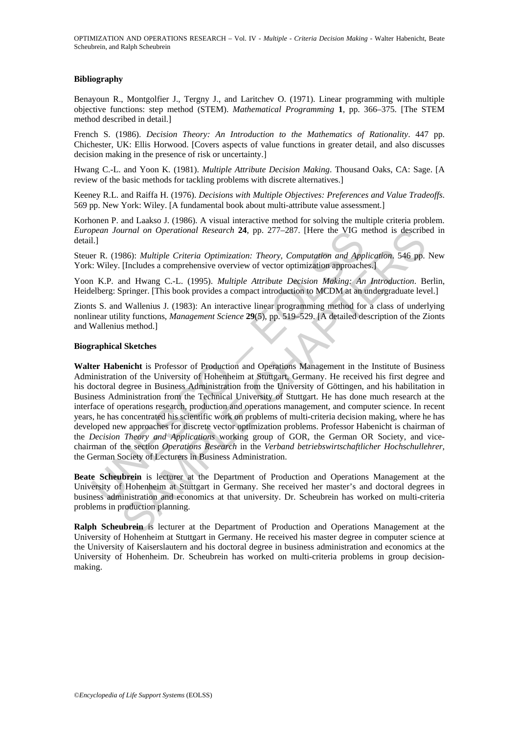### Bibliography

Benayoun R., Montgolfier J., Tergny J., and Laritchev O. (1971). Linear programming with multiple objective functions: step method (STEM). *Mathematical Programming* **1**, pp. 366–375. [The STEM method described in detail.]

French S. (1986). *Decision Theory: An Introduction to the Mathematics of Rationality*. 447 pp. Chichester, UK: Ellis Horwood. [Covers aspects of value functions in greater detail, and also discusses decision making in the presence of risk or uncertainty.]

Hwang C.-L. and Yoon K. (1981). *Multiple Attribute Decision Making*. Thousand Oaks, CA: Sage. [A review of the basic methods for tackling problems with discrete alternatives.]

Keeney R.L. and Raiffa H. (1976). *Decisions with Multiple Objectives: Preferences and Value Tradeoffs*. 569 pp. New York: Wiley. [A fundamental book about multi-attribute value assessment.]

Korhonen P. and Laakso J. (1986). A visual interactive method for solving the multiple criteria problem. *European Journal on Operational Research* **24**, pp. 277–287. [Here the VIG method is described in detail.]

Steuer R. (1986): *Multiple Criteria Optimization: Theory, Computation and Application*. 546 pp. New York: Wiley. [Includes a comprehensive overview of vector optimization approaches.]

Yoon K.P. and Hwang C.-L. (1995). *Multiple Attribute Decision Making: An Introduction*. Berlin, Heidelberg: Springer. [This book provides a compact introduction to MCDM at an undergraduate level.]

Zionts S. and Wallenius J. (1983): An interactive linear programming method for a class of underlying nonlinear utility functions, *Management Science* **29**(5), pp. 519–529. [A detailed description of the Zionts and Wallenius method.]

### Biographical Sketches

**Walter Habenicht** is Professor of Production and Operations Management in the Institute of Business Administration of the University of Hohenheim at Stuttgart, Germany. He received his first degree and his doctoral degree in Business Administration from the University of Göttingen, and his habilitation in Business Administration from the Technical University of Stuttgart. He has done much research at the interface of operations research, production and operations management, and computer science. In recent years, he has concentrated his scientific work on problems of multi-criteria decision making, where he has developed new approaches for discrete vector optimization problems. Professor Habenicht is chairman of the *Decision Theory and Applications* working group of GOR, the German OR Society, and vice-chairman of the section *Operations Research* in the *Verband betriebswirtschaftlicher Hochschullehrer*, the German Society of Lecturers in Business Administration.

**Beate Scheubrein** is lecturer at the Department of Production and Operations Management at the University of Hohenheim at Stuttgart in Germany. She received her master's and doctoral degrees in business administration and economics at that university. Dr. Scheubrein has worked on multi-criteria problems in production planning.

**Ralph Scheubrein** is lecturer at the Department of Production and Operations Management at the University of Hohenheim at Stuttgart in Germany. He received his master degree in computer science at the University of Kaiserslautern and his doctoral degree in business administration and economics at the University of Hohenheim. Dr. Scheubrein has worked on multi-criteria problems in group decision-making.